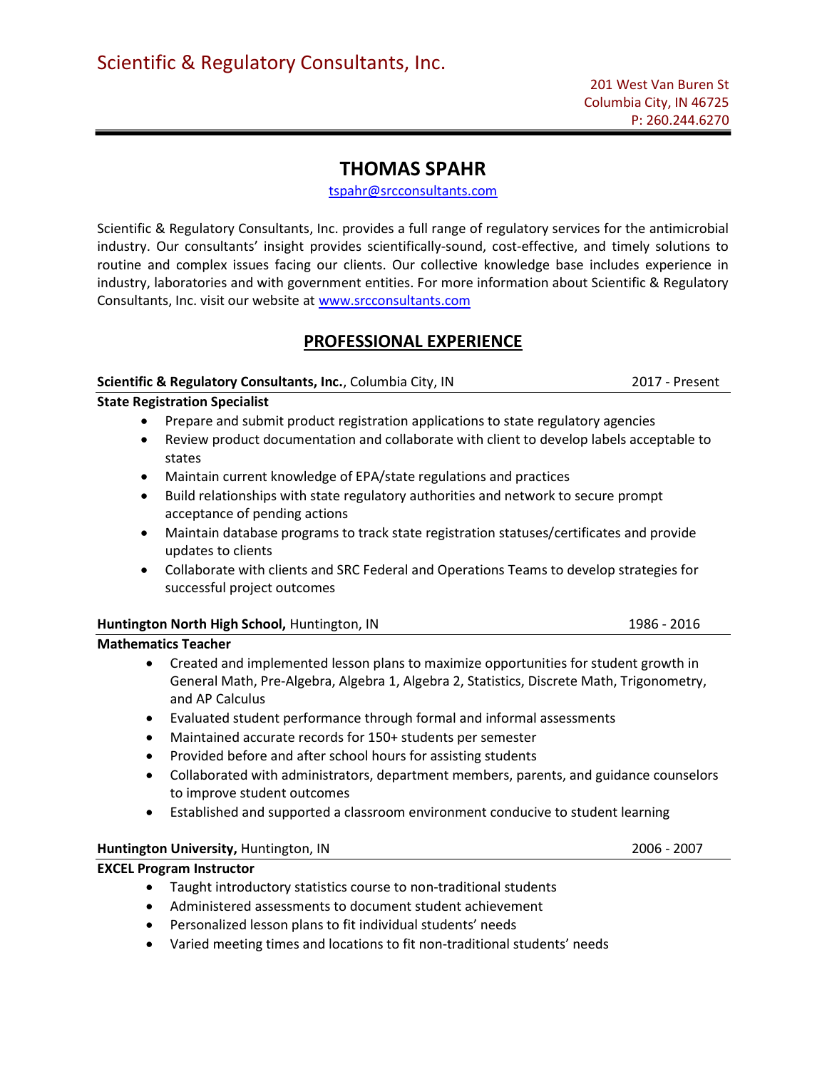Scientific & Regulatory Consultants, Inc.

201 West Van Buren St
Columbia City, IN 46725
P: 260.244.6270

# THOMAS SPAHR

tspahr@srcconsultants.com

Scientific & Regulatory Consultants, Inc. provides a full range of regulatory services for the antimicrobial industry. Our consultants' insight provides scientifically-sound, cost-effective, and timely solutions to routine and complex issues facing our clients. Our collective knowledge base includes experience in industry, laboratories and with government entities. For more information about Scientific & Regulatory Consultants, Inc. visit our website at www.srcconsultants.com

## PROFESSIONAL EXPERIENCE

**Scientific & Regulatory Consultants, Inc.**, Columbia City, IN — 2017 - Present

**State Registration Specialist**

- Prepare and submit product registration applications to state regulatory agencies
- Review product documentation and collaborate with client to develop labels acceptable to states
- Maintain current knowledge of EPA/state regulations and practices
- Build relationships with state regulatory authorities and network to secure prompt acceptance of pending actions
- Maintain database programs to track state registration statuses/certificates and provide updates to clients
- Collaborate with clients and SRC Federal and Operations Teams to develop strategies for successful project outcomes

**Huntington North High School,** Huntington, IN — 1986 - 2016

**Mathematics Teacher**

- Created and implemented lesson plans to maximize opportunities for student growth in General Math, Pre-Algebra, Algebra 1, Algebra 2, Statistics, Discrete Math, Trigonometry, and AP Calculus
- Evaluated student performance through formal and informal assessments
- Maintained accurate records for 150+ students per semester
- Provided before and after school hours for assisting students
- Collaborated with administrators, department members, parents, and guidance counselors to improve student outcomes
- Established and supported a classroom environment conducive to student learning

**Huntington University,** Huntington, IN — 2006 - 2007

**EXCEL Program Instructor**

- Taught introductory statistics course to non-traditional students
- Administered assessments to document student achievement
- Personalized lesson plans to fit individual students' needs
- Varied meeting times and locations to fit non-traditional students' needs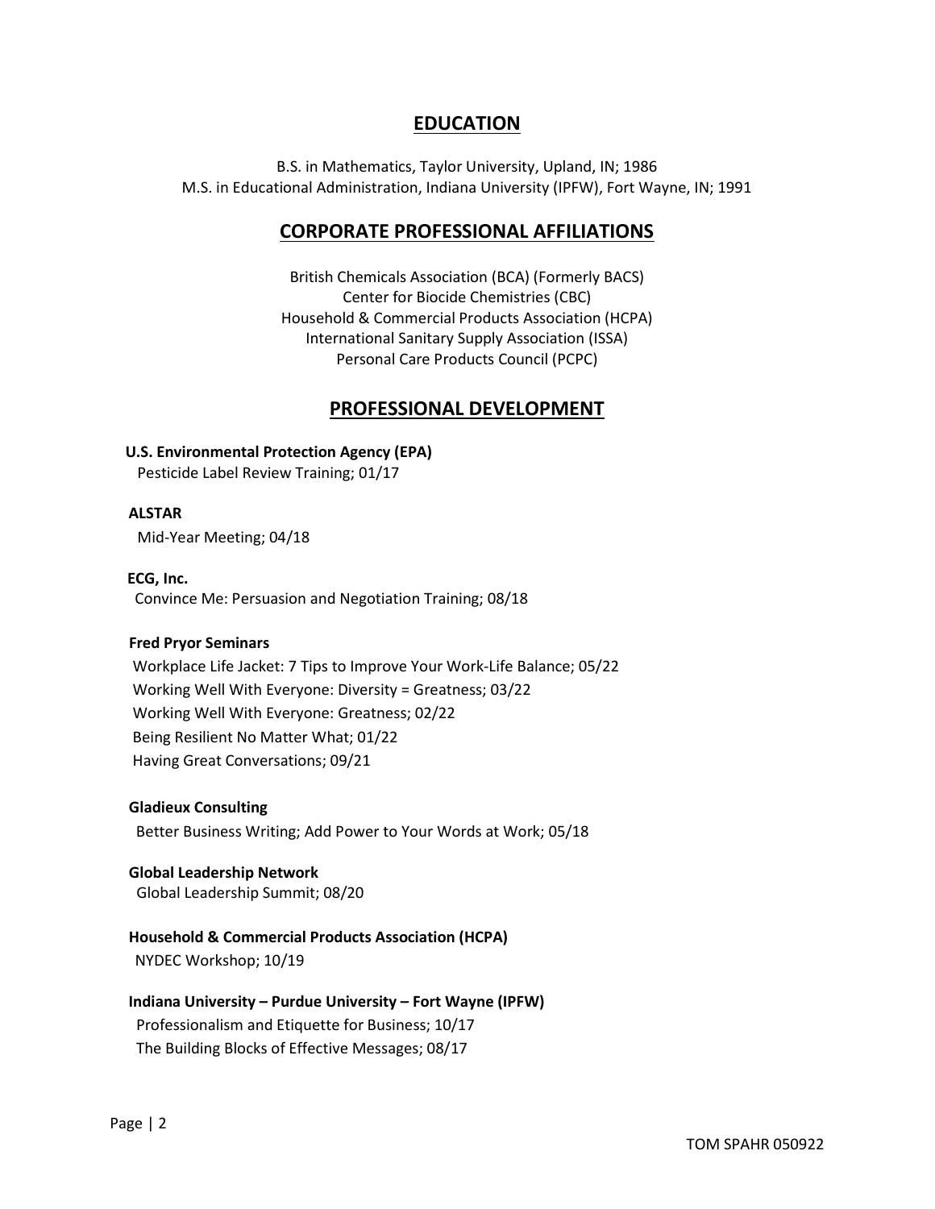## EDUCATION

B.S. in Mathematics, Taylor University, Upland, IN; 1986
M.S. in Educational Administration, Indiana University (IPFW), Fort Wayne, IN; 1991

## CORPORATE PROFESSIONAL AFFILIATIONS

British Chemicals Association (BCA) (Formerly BACS)
Center for Biocide Chemistries (CBC)
Household & Commercial Products Association (HCPA)
International Sanitary Supply Association (ISSA)
Personal Care Products Council (PCPC)

## PROFESSIONAL DEVELOPMENT

**U.S. Environmental Protection Agency (EPA)**
Pesticide Label Review Training; 01/17

**ALSTAR**
Mid-Year Meeting; 04/18

**ECG, Inc.**
Convince Me: Persuasion and Negotiation Training; 08/18

**Fred Pryor Seminars**
Workplace Life Jacket: 7 Tips to Improve Your Work-Life Balance; 05/22
Working Well With Everyone: Diversity = Greatness; 03/22
Working Well With Everyone: Greatness; 02/22
Being Resilient No Matter What; 01/22
Having Great Conversations; 09/21

**Gladieux Consulting**
Better Business Writing; Add Power to Your Words at Work; 05/18

**Global Leadership Network**
Global Leadership Summit; 08/20

**Household & Commercial Products Association (HCPA)**
NYDEC Workshop; 10/19

**Indiana University – Purdue University – Fort Wayne (IPFW)**
Professionalism and Etiquette for Business; 10/17
The Building Blocks of Effective Messages; 08/17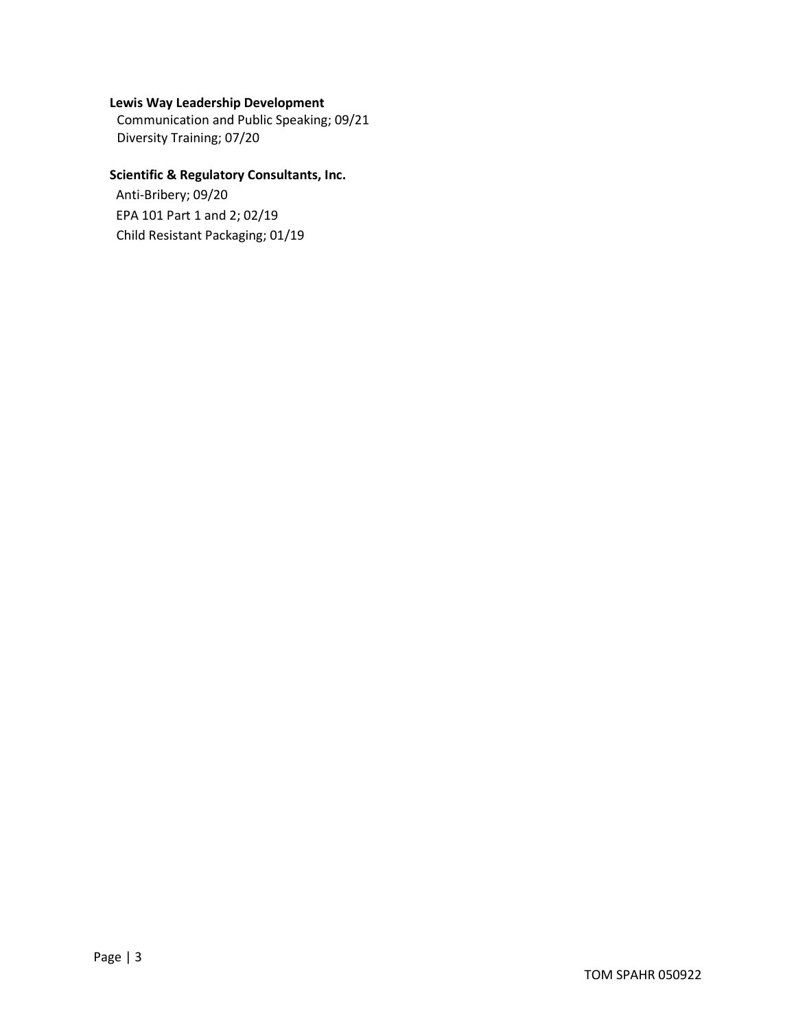**Lewis Way Leadership Development**

Communication and Public Speaking; 09/21
Diversity Training; 07/20

**Scientific & Regulatory Consultants, Inc.**

Anti-Bribery; 09/20
EPA 101 Part 1 and 2; 02/19
Child Resistant Packaging; 01/19